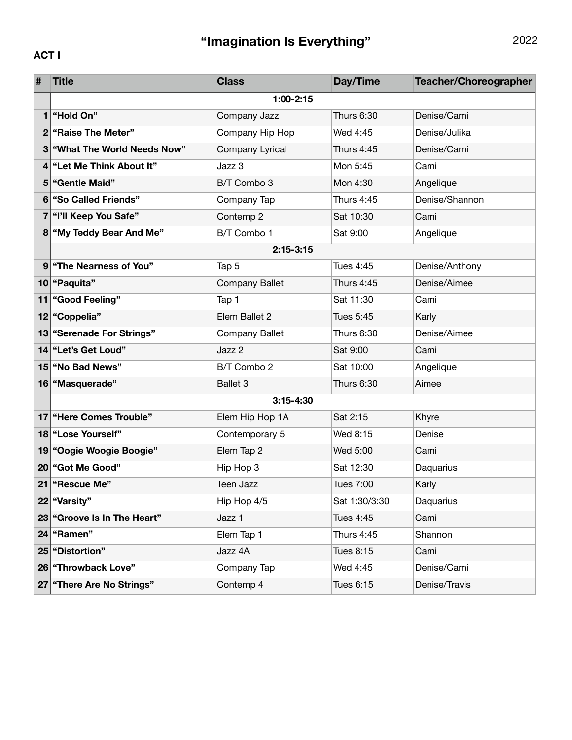# "Imagination Is Everything"

2022

**ACT I**

| # | Title | Class | Day/Time | Teacher/Choreographer |
|---|---|---|---|---|
| | **1:00-2:15** | | | |
| 1 | **"Hold On"** | Company Jazz | Thurs 6:30 | Denise/Cami |
| 2 | **"Raise The Meter"** | Company Hip Hop | Wed 4:45 | Denise/Julika |
| 3 | **"What The World Needs Now"** | Company Lyrical | Thurs 4:45 | Denise/Cami |
| 4 | **"Let Me Think About It"** | Jazz 3 | Mon 5:45 | Cami |
| 5 | **"Gentle Maid"** | B/T Combo 3 | Mon 4:30 | Angelique |
| 6 | **"So Called Friends"** | Company Tap | Thurs 4:45 | Denise/Shannon |
| 7 | **"I'll Keep You Safe"** | Contemp 2 | Sat 10:30 | Cami |
| 8 | **"My Teddy Bear And Me"** | B/T Combo 1 | Sat 9:00 | Angelique |
| | **2:15-3:15** | | | |
| 9 | **"The Nearness of You"** | Tap 5 | Tues 4:45 | Denise/Anthony |
| 10 | **"Paquita"** | Company Ballet | Thurs 4:45 | Denise/Aimee |
| 11 | **"Good Feeling"** | Tap 1 | Sat 11:30 | Cami |
| 12 | **"Coppelia"** | Elem Ballet 2 | Tues 5:45 | Karly |
| 13 | **"Serenade For Strings"** | Company Ballet | Thurs 6:30 | Denise/Aimee |
| 14 | **"Let's Get Loud"** | Jazz 2 | Sat 9:00 | Cami |
| 15 | **"No Bad News"** | B/T Combo 2 | Sat 10:00 | Angelique |
| 16 | **"Masquerade"** | Ballet 3 | Thurs 6:30 | Aimee |
| | **3:15-4:30** | | | |
| 17 | **"Here Comes Trouble"** | Elem Hip Hop 1A | Sat 2:15 | Khyre |
| 18 | **"Lose Yourself"** | Contemporary 5 | Wed 8:15 | Denise |
| 19 | **"Oogie Woogie Boogie"** | Elem Tap 2 | Wed 5:00 | Cami |
| 20 | **"Got Me Good"** | Hip Hop 3 | Sat 12:30 | Daquarius |
| 21 | **"Rescue Me"** | Teen Jazz | Tues 7:00 | Karly |
| 22 | **"Varsity"** | Hip Hop 4/5 | Sat 1:30/3:30 | Daquarius |
| 23 | **"Groove Is In The Heart"** | Jazz 1 | Tues 4:45 | Cami |
| 24 | **"Ramen"** | Elem Tap 1 | Thurs 4:45 | Shannon |
| 25 | **"Distortion"** | Jazz 4A | Tues 8:15 | Cami |
| 26 | **"Throwback Love"** | Company Tap | Wed 4:45 | Denise/Cami |
| 27 | **"There Are No Strings"** | Contemp 4 | Tues 6:15 | Denise/Travis |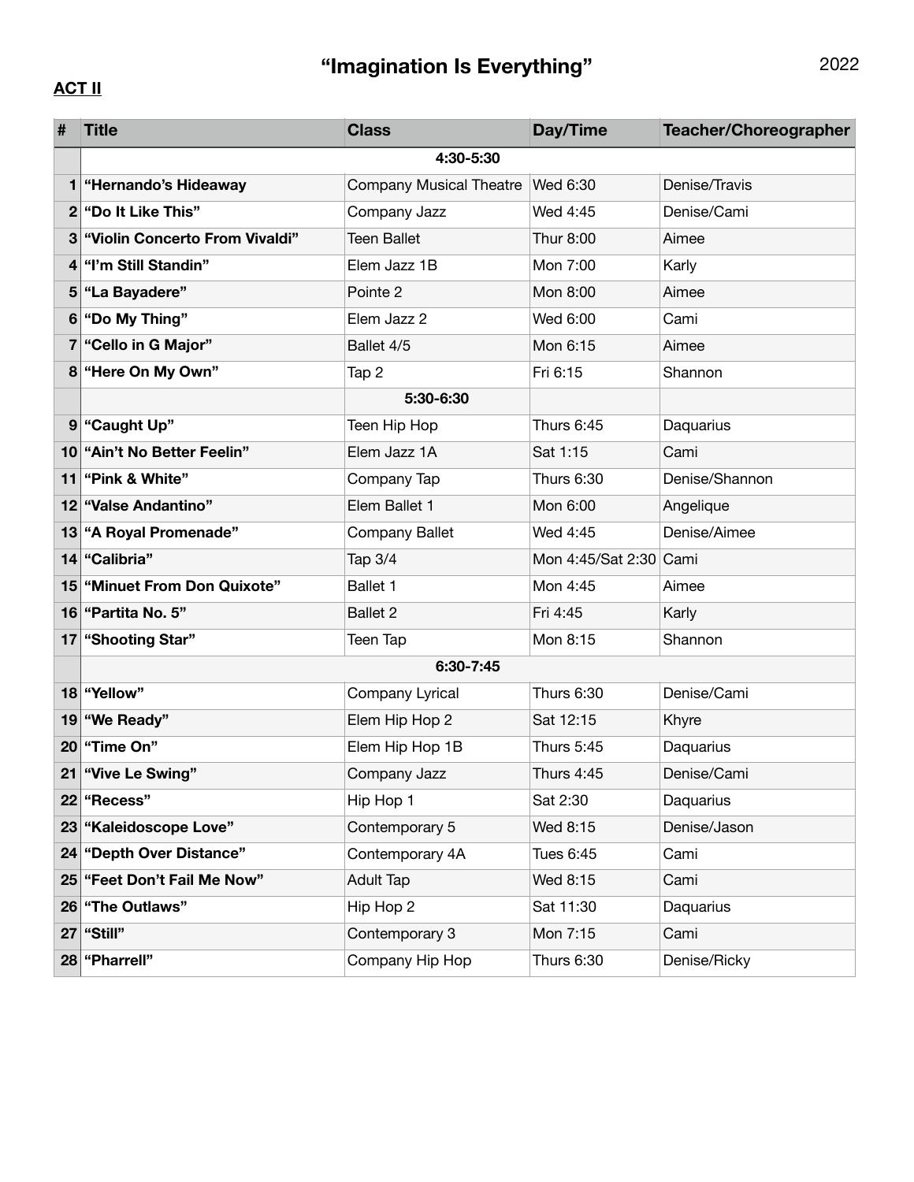# "Imagination Is Everything"

2022

**ACT II**

| # | Title | Class | Day/Time | Teacher/Choreographer |
|---|---|---|---|---|
| | 4:30-5:30 | | | |
| 1 | **"Hernando's Hideaway** | Company Musical Theatre | Wed 6:30 | Denise/Travis |
| 2 | **"Do It Like This"** | Company Jazz | Wed 4:45 | Denise/Cami |
| 3 | **"Violin Concerto From Vivaldi"** | Teen Ballet | Thur 8:00 | Aimee |
| 4 | **"I'm Still Standin"** | Elem Jazz 1B | Mon 7:00 | Karly |
| 5 | **"La Bayadere"** | Pointe 2 | Mon 8:00 | Aimee |
| 6 | **"Do My Thing"** | Elem Jazz 2 | Wed 6:00 | Cami |
| 7 | **"Cello in G Major"** | Ballet 4/5 | Mon 6:15 | Aimee |
| 8 | **"Here On My Own"** | Tap 2 | Fri 6:15 | Shannon |
| | | 5:30-6:30 | | |
| 9 | **"Caught Up"** | Teen Hip Hop | Thurs 6:45 | Daquarius |
| 10 | **"Ain't No Better Feelin"** | Elem Jazz 1A | Sat 1:15 | Cami |
| 11 | **"Pink & White"** | Company Tap | Thurs 6:30 | Denise/Shannon |
| 12 | **"Valse Andantino"** | Elem Ballet 1 | Mon 6:00 | Angelique |
| 13 | **"A Royal Promenade"** | Company Ballet | Wed 4:45 | Denise/Aimee |
| 14 | **"Calibria"** | Tap 3/4 | Mon 4:45/Sat 2:30 | Cami |
| 15 | **"Minuet From Don Quixote"** | Ballet 1 | Mon 4:45 | Aimee |
| 16 | **"Partita No. 5"** | Ballet 2 | Fri 4:45 | Karly |
| 17 | **"Shooting Star"** | Teen Tap | Mon 8:15 | Shannon |
| | 6:30-7:45 | | | |
| 18 | **"Yellow"** | Company Lyrical | Thurs 6:30 | Denise/Cami |
| 19 | **"We Ready"** | Elem Hip Hop 2 | Sat 12:15 | Khyre |
| 20 | **"Time On"** | Elem Hip Hop 1B | Thurs 5:45 | Daquarius |
| 21 | **"Vive Le Swing"** | Company Jazz | Thurs 4:45 | Denise/Cami |
| 22 | **"Recess"** | Hip Hop 1 | Sat 2:30 | Daquarius |
| 23 | **"Kaleidoscope Love"** | Contemporary 5 | Wed 8:15 | Denise/Jason |
| 24 | **"Depth Over Distance"** | Contemporary 4A | Tues 6:45 | Cami |
| 25 | **"Feet Don't Fail Me Now"** | Adult Tap | Wed 8:15 | Cami |
| 26 | **"The Outlaws"** | Hip Hop 2 | Sat 11:30 | Daquarius |
| 27 | **"Still"** | Contemporary 3 | Mon 7:15 | Cami |
| 28 | **"Pharrell"** | Company Hip Hop | Thurs 6:30 | Denise/Ricky |